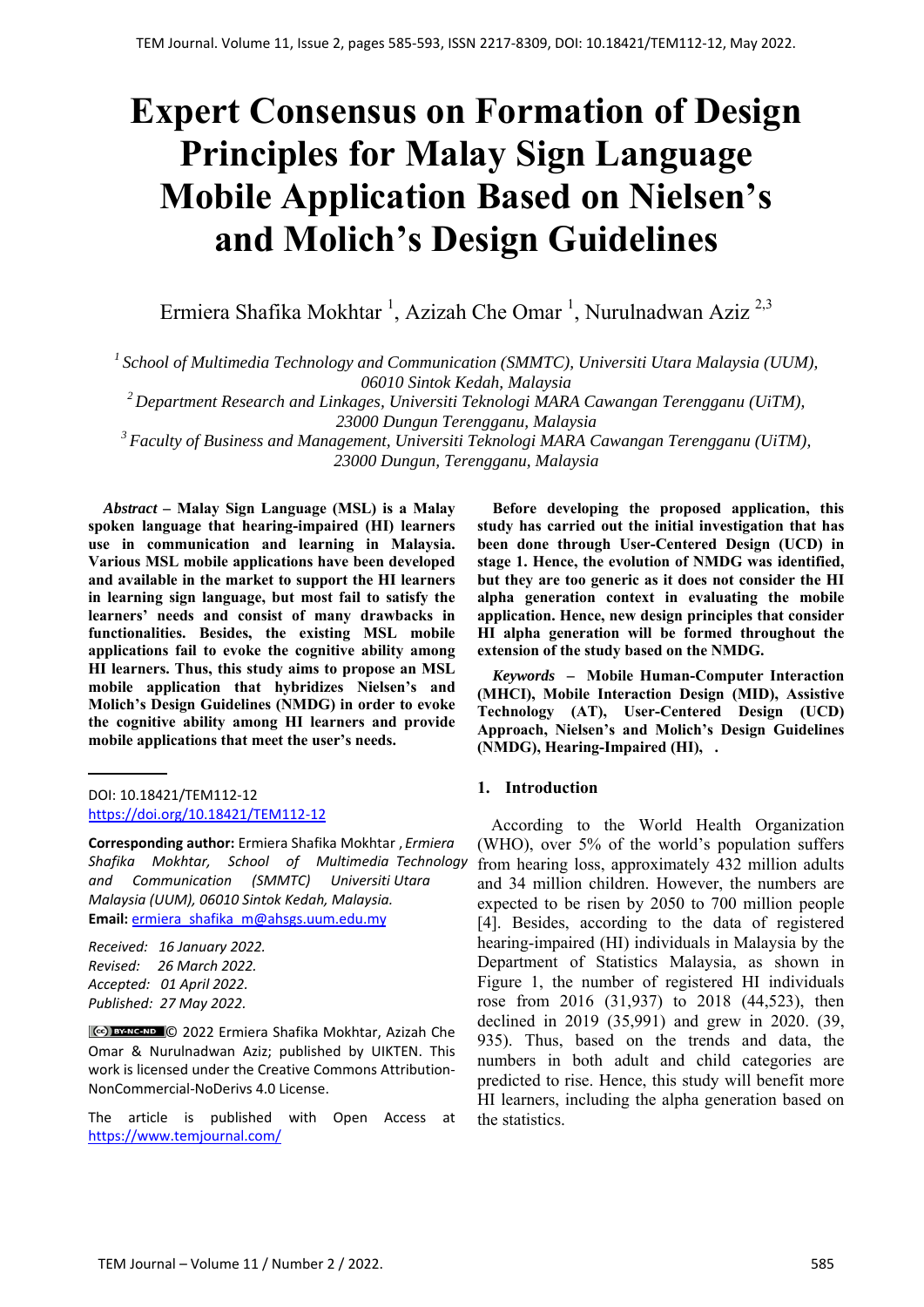# Expert Consensus on Formation of Design Principles for Malay Sign Language Mobile Application Based on Nielsen's and Molich's Design Guidelines

Ermiera Shafika Mokhtar [1], Azizah Che Omar [1], Nurulnadwan Aziz [2,3]

[1] *School of Multimedia Technology and Communication (SMMTC), Universiti Utara Malaysia (UUM), 06010 Sintok Kedah, Malaysia*

[2] *Department Research and Linkages, Universiti Teknologi MARA Cawangan Terengganu (UiTM), 23000 Dungun Terengganu, Malaysia*

[3] *Faculty of Business and Management, Universiti Teknologi MARA Cawangan Terengganu (UiTM), 23000 Dungun, Terengganu, Malaysia*

***Abstract* – Malay Sign Language (MSL) is a Malay spoken language that hearing-impaired (HI) learners use in communication and learning in Malaysia. Various MSL mobile applications have been developed and available in the market to support the HI learners in learning sign language, but most fail to satisfy the learners' needs and consist of many drawbacks in functionalities. Besides, the existing MSL mobile applications fail to evoke the cognitive ability among HI learners. Thus, this study aims to propose an MSL mobile application that hybridizes Nielsen's and Molich's Design Guidelines (NMDG) in order to evoke the cognitive ability among HI learners and provide mobile applications that meet the user's needs.**

**Before developing the proposed application, this study has carried out the initial investigation that has been done through User-Centered Design (UCD) in stage 1. Hence, the evolution of NMDG was identified, but they are too generic as it does not consider the HI alpha generation context in evaluating the mobile application. Hence, new design principles that consider HI alpha generation will be formed throughout the extension of the study based on the NMDG.**

***Keywords* – Mobile Human-Computer Interaction (MHCI), Mobile Interaction Design (MID), Assistive Technology (AT), User-Centered Design (UCD) Approach, Nielsen's and Molich's Design Guidelines (NMDG), Hearing-Impaired (HI), .**

DOI: 10.18421/TEM112-12
https://doi.org/10.18421/TEM112-12

**Corresponding author:** Ermiera Shafika Mokhtar , *Ermiera Shafika Mokhtar, School of Multimedia Technology and Communication (SMMTC) Universiti Utara Malaysia (UUM), 06010 Sintok Kedah, Malaysia.*
**Email:** ermiera_shafika_m@ahsgs.uum.edu.my

*Received: 16 January 2022.*
*Revised: 26 March 2022.*
*Accepted: 01 April 2022.*
*Published: 27 May 2022.*

© 2022 Ermiera Shafika Mokhtar, Azizah Che Omar & Nurulnadwan Aziz; published by UIKTEN. This work is licensed under the Creative Commons Attribution-NonCommercial-NoDerivs 4.0 License.

The article is published with Open Access at https://www.temjournal.com/

## 1. Introduction

According to the World Health Organization (WHO), over 5% of the world's population suffers from hearing loss, approximately 432 million adults and 34 million children. However, the numbers are expected to be risen by 2050 to 700 million people [4]. Besides, according to the data of registered hearing-impaired (HI) individuals in Malaysia by the Department of Statistics Malaysia, as shown in Figure 1, the number of registered HI individuals rose from 2016 (31,937) to 2018 (44,523), then declined in 2019 (35,991) and grew in 2020. (39, 935). Thus, based on the trends and data, the numbers in both adult and child categories are predicted to rise. Hence, this study will benefit more HI learners, including the alpha generation based on the statistics.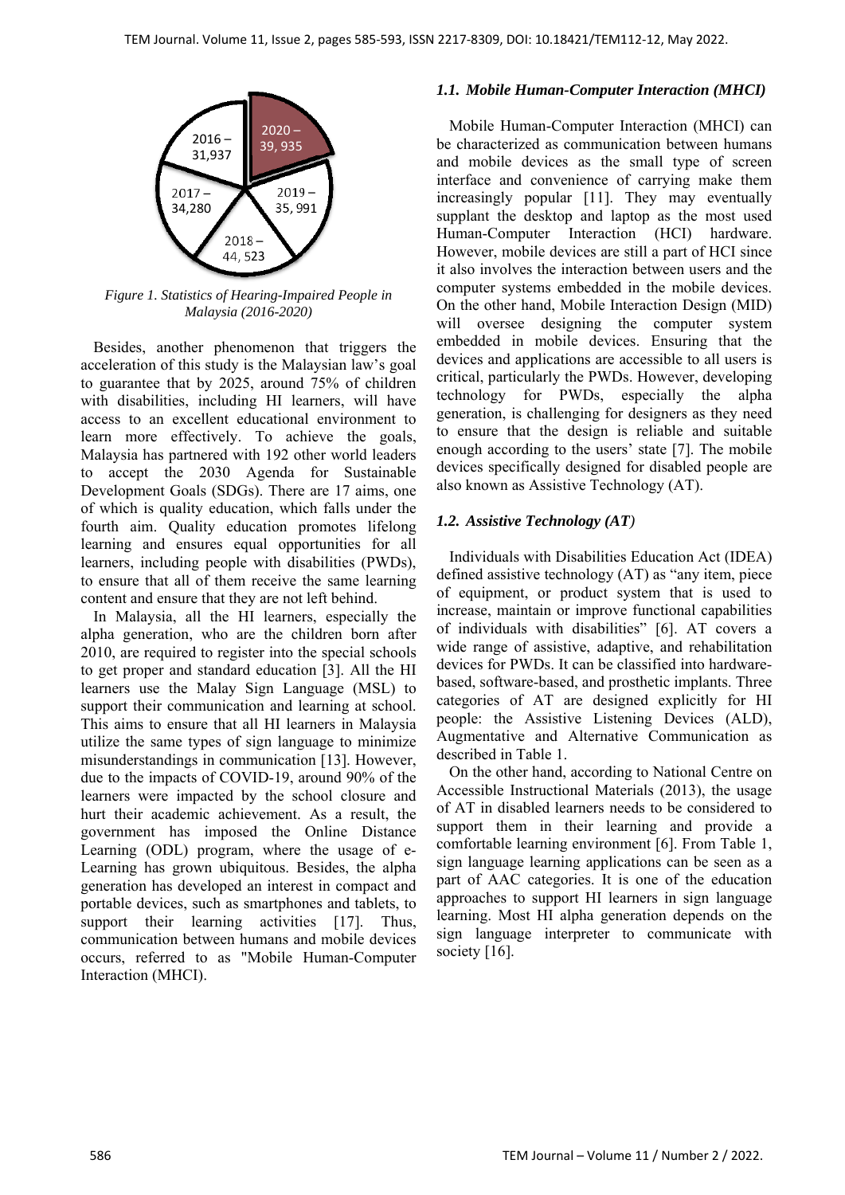Figure 1. Statistics of Hearing-Impaired People in Malaysia (2016-2020)

Besides, another phenomenon that triggers the acceleration of this study is the Malaysian law's goal to guarantee that by 2025, around 75% of children with disabilities, including HI learners, will have access to an excellent educational environment to learn more effectively. To achieve the goals, Malaysia has partnered with 192 other world leaders to accept the 2030 Agenda for Sustainable Development Goals (SDGs). There are 17 aims, one of which is quality education, which falls under the fourth aim. Quality education promotes lifelong learning and ensures equal opportunities for all learners, including people with disabilities (PWDs), to ensure that all of them receive the same learning content and ensure that they are not left behind.

In Malaysia, all the HI learners, especially the alpha generation, who are the children born after 2010, are required to register into the special schools to get proper and standard education [3]. All the HI learners use the Malay Sign Language (MSL) to support their communication and learning at school. This aims to ensure that all HI learners in Malaysia utilize the same types of sign language to minimize misunderstandings in communication [13]. However, due to the impacts of COVID-19, around 90% of the learners were impacted by the school closure and hurt their academic achievement. As a result, the government has imposed the Online Distance Learning (ODL) program, where the usage of e-Learning has grown ubiquitous. Besides, the alpha generation has developed an interest in compact and portable devices, such as smartphones and tablets, to support their learning activities [17]. Thus, communication between humans and mobile devices occurs, referred to as "Mobile Human-Computer Interaction (MHCI).

### *1.1. Mobile Human-Computer Interaction (MHCI)*

Mobile Human-Computer Interaction (MHCI) can be characterized as communication between humans and mobile devices as the small type of screen interface and convenience of carrying make them increasingly popular [11]. They may eventually supplant the desktop and laptop as the most used Human-Computer Interaction (HCI) hardware. However, mobile devices are still a part of HCI since it also involves the interaction between users and the computer systems embedded in the mobile devices. On the other hand, Mobile Interaction Design (MID) will oversee designing the computer system embedded in mobile devices. Ensuring that the devices and applications are accessible to all users is critical, particularly the PWDs. However, developing technology for PWDs, especially the alpha generation, is challenging for designers as they need to ensure that the design is reliable and suitable enough according to the users' state [7]. The mobile devices specifically designed for disabled people are also known as Assistive Technology (AT).

### *1.2. Assistive Technology (AT)*

Individuals with Disabilities Education Act (IDEA) defined assistive technology (AT) as "any item, piece of equipment, or product system that is used to increase, maintain or improve functional capabilities of individuals with disabilities" [6]. AT covers a wide range of assistive, adaptive, and rehabilitation devices for PWDs. It can be classified into hardware-based, software-based, and prosthetic implants. Three categories of AT are designed explicitly for HI people: the Assistive Listening Devices (ALD), Augmentative and Alternative Communication as described in Table 1.

On the other hand, according to National Centre on Accessible Instructional Materials (2013), the usage of AT in disabled learners needs to be considered to support them in their learning and provide a comfortable learning environment [6]. From Table 1, sign language learning applications can be seen as a part of AAC categories. It is one of the education approaches to support HI learners in sign language learning. Most HI alpha generation depends on the sign language interpreter to communicate with society [16].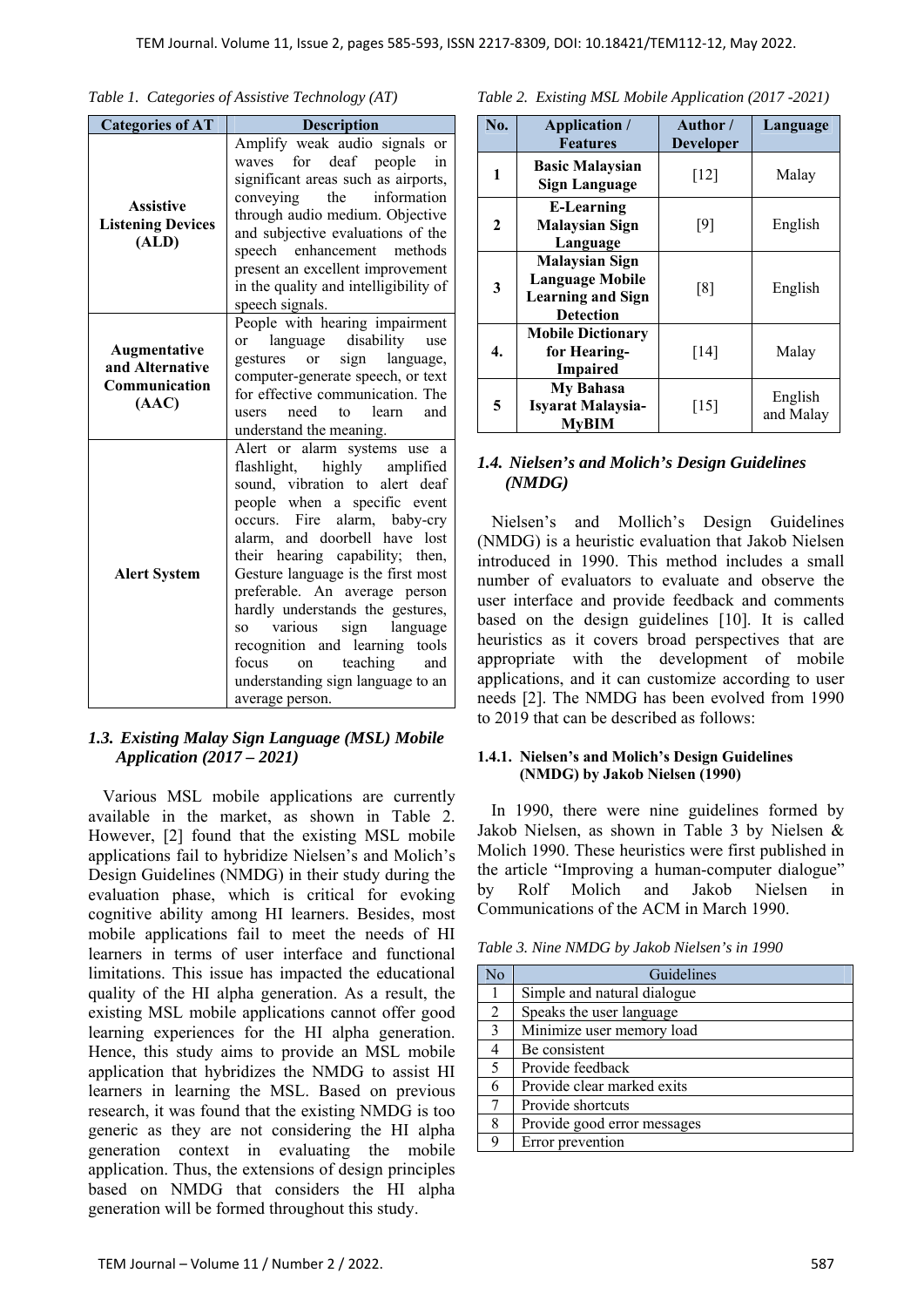*Table 1. Categories of Assistive Technology (AT)*

| Categories of AT | Description |
|---|---|
| **Assistive Listening Devices (ALD)** | Amplify weak audio signals or waves for deaf people in significant areas such as airports, conveying the information through audio medium. Objective and subjective evaluations of the speech enhancement methods present an excellent improvement in the quality and intelligibility of speech signals. |
| **Augmentative and Alternative Communication (AAC)** | People with hearing impairment or language disability use gestures or sign language, computer-generate speech, or text for effective communication. The users need to learn and understand the meaning. |
| **Alert System** | Alert or alarm systems use a flashlight, highly amplified sound, vibration to alert deaf people when a specific event occurs. Fire alarm, baby-cry alarm, and doorbell have lost their hearing capability; then, Gesture language is the first most preferable. An average person hardly understands the gestures, so various sign language recognition and learning tools focus on teaching and understanding sign language to an average person. |

### *1.3. Existing Malay Sign Language (MSL) Mobile Application (2017 – 2021)*

Various MSL mobile applications are currently available in the market, as shown in Table 2. However, [2] found that the existing MSL mobile applications fail to hybridize Nielsen's and Molich's Design Guidelines (NMDG) in their study during the evaluation phase, which is critical for evoking cognitive ability among HI learners. Besides, most mobile applications fail to meet the needs of HI learners in terms of user interface and functional limitations. This issue has impacted the educational quality of the HI alpha generation. As a result, the existing MSL mobile applications cannot offer good learning experiences for the HI alpha generation. Hence, this study aims to provide an MSL mobile application that hybridizes the NMDG to assist HI learners in learning the MSL. Based on previous research, it was found that the existing NMDG is too generic as they are not considering the HI alpha generation context in evaluating the mobile application. Thus, the extensions of design principles based on NMDG that considers the HI alpha generation will be formed throughout this study.

*Table 2. Existing MSL Mobile Application (2017 -2021)*

| No. | Application / Features | Author / Developer | Language |
|---|---|---|---|
| **1** | **Basic Malaysian Sign Language** | [12] | Malay |
| **2** | **E-Learning Malaysian Sign Language** | [9] | English |
| **3** | **Malaysian Sign Language Mobile Learning and Sign Detection** | [8] | English |
| **4.** | **Mobile Dictionary for Hearing-Impaired** | [14] | Malay |
| **5** | **My Bahasa Isyarat Malaysia-MyBIM** | [15] | English and Malay |

### *1.4. Nielsen's and Molich's Design Guidelines (NMDG)*

Nielsen's and Mollich's Design Guidelines (NMDG) is a heuristic evaluation that Jakob Nielsen introduced in 1990. This method includes a small number of evaluators to evaluate and observe the user interface and provide feedback and comments based on the design guidelines [10]. It is called heuristics as it covers broad perspectives that are appropriate with the development of mobile applications, and it can customize according to user needs [2]. The NMDG has been evolved from 1990 to 2019 that can be described as follows:

#### 1.4.1. Nielsen's and Molich's Design Guidelines (NMDG) by Jakob Nielsen (1990)

In 1990, there were nine guidelines formed by Jakob Nielsen, as shown in Table 3 by Nielsen & Molich 1990. These heuristics were first published in the article "Improving a human-computer dialogue" by Rolf Molich and Jakob Nielsen in Communications of the ACM in March 1990.

*Table 3. Nine NMDG by Jakob Nielsen's in 1990*

| No | Guidelines |
|---|---|
| 1 | Simple and natural dialogue |
| 2 | Speaks the user language |
| 3 | Minimize user memory load |
| 4 | Be consistent |
| 5 | Provide feedback |
| 6 | Provide clear marked exits |
| 7 | Provide shortcuts |
| 8 | Provide good error messages |
| 9 | Error prevention |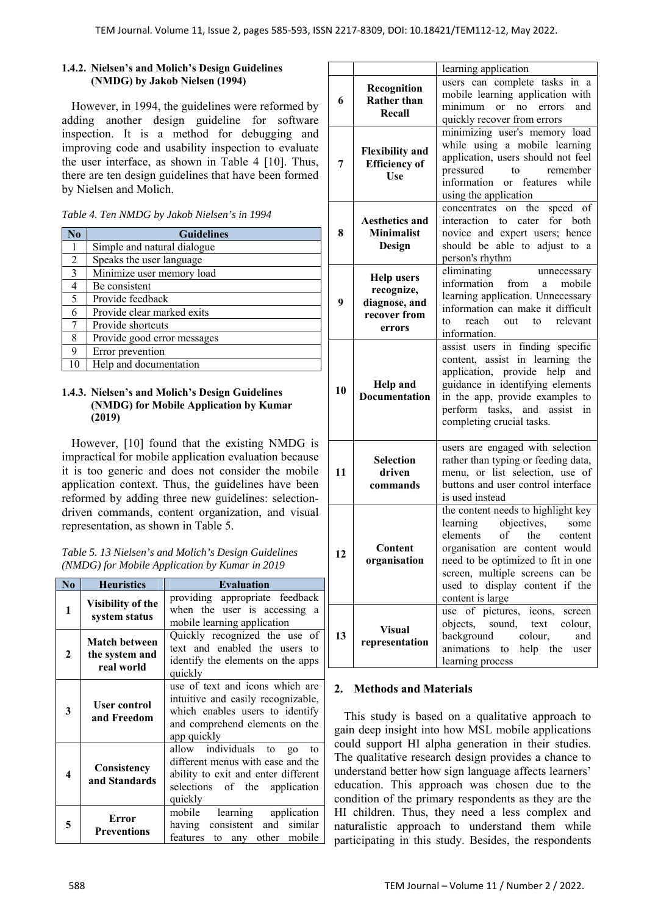#### 1.4.2. Nielsen's and Molich's Design Guidelines (NMDG) by Jakob Nielsen (1994)

However, in 1994, the guidelines were reformed by adding another design guideline for software inspection. It is a method for debugging and improving code and usability inspection to evaluate the user interface, as shown in Table 4 [10]. Thus, there are ten design guidelines that have been formed by Nielsen and Molich.

*Table 4. Ten NMDG by Jakob Nielsen's in 1994*

| No | Guidelines |
|---|---|
| 1 | Simple and natural dialogue |
| 2 | Speaks the user language |
| 3 | Minimize user memory load |
| 4 | Be consistent |
| 5 | Provide feedback |
| 6 | Provide clear marked exits |
| 7 | Provide shortcuts |
| 8 | Provide good error messages |
| 9 | Error prevention |
| 10 | Help and documentation |

#### 1.4.3. Nielsen's and Molich's Design Guidelines (NMDG) for Mobile Application by Kumar (2019)

However, [10] found that the existing NMDG is impractical for mobile application evaluation because it is too generic and does not consider the mobile application context. Thus, the guidelines have been reformed by adding three new guidelines: selection-driven commands, content organization, and visual representation, as shown in Table 5.

*Table 5. 13 Nielsen's and Molich's Design Guidelines (NMDG) for Mobile Application by Kumar in 2019*

| No | Heuristics | Evaluation |
|---|---|---|
| 1 | **Visibility of the system status** | providing appropriate feedback when the user is accessing a mobile learning application |
| 2 | **Match between the system and real world** | Quickly recognized the use of text and enabled the users to identify the elements on the apps quickly |
| 3 | **User control and Freedom** | use of text and icons which are intuitive and easily recognizable, which enables users to identify and comprehend elements on the app quickly |
| 4 | **Consistency and Standards** | allow individuals to go to different menus with ease and the ability to exit and enter different selections of the application quickly |
| 5 | **Error Preventions** | mobile learning application having consistent and similar features to any other mobile learning application |
| 6 | **Recognition Rather than Recall** | users can complete tasks in a mobile learning application with minimum or no errors and quickly recover from errors |
| 7 | **Flexibility and Efficiency of Use** | minimizing user's memory load while using a mobile learning application, users should not feel pressured to remember information or features while using the application |
| 8 | **Aesthetics and Minimalist Design** | concentrates on the speed of interaction to cater for both novice and expert users; hence should be able to adjust to a person's rhythm |
| 9 | **Help users recognize, diagnose, and recover from errors** | eliminating unnecessary information from a mobile learning application. Unnecessary information can make it difficult to reach out to relevant information. |
| 10 | **Help and Documentation** | assist users in finding specific content, assist in learning the application, provide help and guidance in identifying elements in the app, provide examples to perform tasks, and assist in completing crucial tasks. |
| 11 | **Selection driven commands** | users are engaged with selection rather than typing or feeding data, menu, or list selection, use of buttons and user control interface is used instead |
| 12 | **Content organisation** | the content needs to highlight key learning objectives, some elements of the content organisation are content would need to be optimized to fit in one screen, multiple screens can be used to display content if the content is large |
| 13 | **Visual representation** | use of pictures, icons, screen objects, sound, text colour, background colour, and animations to help the user learning process |

## 2. Methods and Materials

This study is based on a qualitative approach to gain deep insight into how MSL mobile applications could support HI alpha generation in their studies. The qualitative research design provides a chance to understand better how sign language affects learners' education. This approach was chosen due to the condition of the primary respondents as they are the HI children. Thus, they need a less complex and naturalistic approach to understand them while participating in this study. Besides, the respondents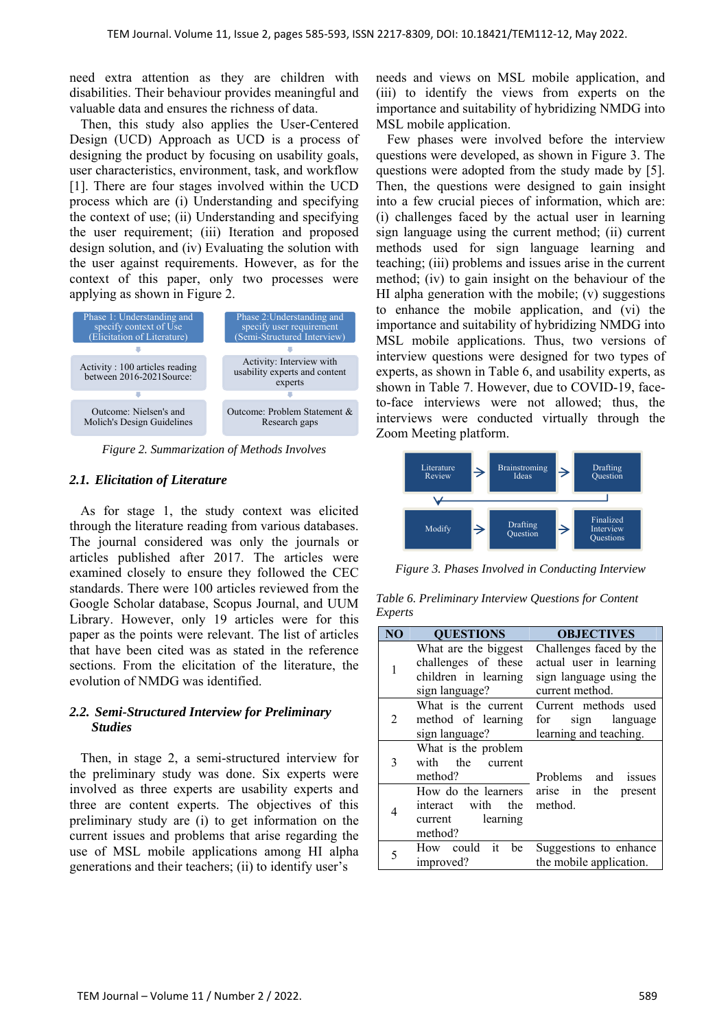need extra attention as they are children with disabilities. Their behaviour provides meaningful and valuable data and ensures the richness of data.

Then, this study also applies the User-Centered Design (UCD) Approach as UCD is a process of designing the product by focusing on usability goals, user characteristics, environment, task, and workflow [1]. There are four stages involved within the UCD process which are (i) Understanding and specifying the context of use; (ii) Understanding and specifying the user requirement; (iii) Iteration and proposed design solution, and (iv) Evaluating the solution with the user against requirements. However, as for the context of this paper, only two processes were applying as shown in Figure 2.

| Phase 1: Understanding and specify context of Use (Elicitation of Literature) | Phase 2:Understanding and specify user requirement (Semi-Structured Interview) |
|---|---|
| Activity : 100 articles reading between 2016-2021Source: | Activity: Interview with usability experts and content experts |
| Outcome: Nielsen's and Molich's Design Guidelines | Outcome: Problem Statement & Research gaps |

*Figure 2. Summarization of Methods Involves*

### 2.1. Elicitation of Literature

As for stage 1, the study context was elicited through the literature reading from various databases. The journal considered was only the journals or articles published after 2017. The articles were examined closely to ensure they followed the CEC standards. There were 100 articles reviewed from the Google Scholar database, Scopus Journal, and UUM Library. However, only 19 articles were for this paper as the points were relevant. The list of articles that have been cited was as stated in the reference sections. From the elicitation of the literature, the evolution of NMDG was identified.

### 2.2. Semi-Structured Interview for Preliminary Studies

Then, in stage 2, a semi-structured interview for the preliminary study was done. Six experts were involved as three experts are usability experts and three are content experts. The objectives of this preliminary study are (i) to get information on the current issues and problems that arise regarding the use of MSL mobile applications among HI alpha generations and their teachers; (ii) to identify user's needs and views on MSL mobile application, and (iii) to identify the views from experts on the importance and suitability of hybridizing NMDG into MSL mobile application.

Few phases were involved before the interview questions were developed, as shown in Figure 3. The questions were adopted from the study made by [5]. Then, the questions were designed to gain insight into a few crucial pieces of information, which are: (i) challenges faced by the actual user in learning sign language using the current method; (ii) current methods used for sign language learning and teaching; (iii) problems and issues arise in the current method; (iv) to gain insight on the behaviour of the HI alpha generation with the mobile; (v) suggestions to enhance the mobile application, and (vi) the importance and suitability of hybridizing NMDG into MSL mobile applications. Thus, two versions of interview questions were designed for two types of experts, as shown in Table 6, and usability experts, as shown in Table 7. However, due to COVID-19, face-to-face interviews were not allowed; thus, the interviews were conducted virtually through the Zoom Meeting platform.

Literature Review → Brainstroming Ideas → Drafting Question → Modify → Drafting Question → Finalized Interview Questions

*Figure 3. Phases Involved in Conducting Interview*

*Table 6. Preliminary Interview Questions for Content Experts*

| NO | QUESTIONS | OBJECTIVES |
|---|---|---|
| 1 | What are the biggest challenges of these children in learning sign language? | Challenges faced by the actual user in learning sign language using the current method. |
| 2 | What is the current method of learning sign language? | Current methods used for sign language learning and teaching. |
| 3 | What is the problem with the current method? | Problems and issues arise in the present method. |
| 4 | How do the learners interact with the current learning method? | |
| 5 | How could it be improved? | Suggestions to enhance the mobile application. |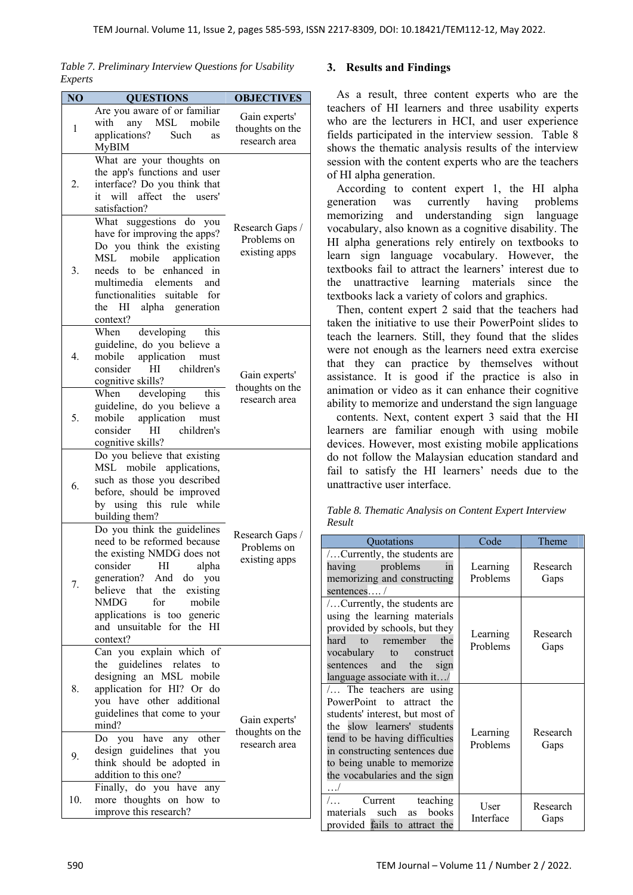*Table 7. Preliminary Interview Questions for Usability Experts*

| NO | QUESTIONS | OBJECTIVES |
|---|---|---|
| 1 | Are you aware of or familiar with any MSL mobile applications? Such as MyBIM | Gain experts' thoughts on the research area |
| 2. | What are your thoughts on the app's functions and user interface? Do you think that it will affect the users' satisfaction? | Research Gaps / Problems on existing apps |
| 3. | What suggestions do you have for improving the apps? Do you think the existing MSL mobile application needs to be enhanced in multimedia elements and functionalities suitable for the HI alpha generation context? | |
| 4. | When developing this guideline, do you believe a mobile application must consider HI children's cognitive skills? | Gain experts' thoughts on the research area |
| 5. | When developing this guideline, do you believe a mobile application must consider HI children's cognitive skills? | |
| 6. | Do you believe that existing MSL mobile applications, such as those you described before, should be improved by using this rule while building them? | Research Gaps / Problems on existing apps |
| 7. | Do you think the guidelines need to be reformed because the existing NMDG does not consider HI alpha generation? And do you believe that the existing NMDG for mobile applications is too generic and unsuitable for the HI context? | |
| 8. | Can you explain which of the guidelines relates to designing an MSL mobile application for HI? Or do you have other additional guidelines that come to your mind? | Gain experts' thoughts on the research area |
| 9. | Do you have any other design guidelines that you think should be adopted in addition to this one? | |
| 10. | Finally, do you have any more thoughts on how to improve this research? | |

## 3. Results and Findings

As a result, three content experts who are the teachers of HI learners and three usability experts who are the lecturers in HCI, and user experience fields participated in the interview session. Table 8 shows the thematic analysis results of the interview session with the content experts who are the teachers of HI alpha generation.

According to content expert 1, the HI alpha generation was currently having problems memorizing and understanding sign language vocabulary, also known as a cognitive disability. The HI alpha generations rely entirely on textbooks to learn sign language vocabulary. However, the textbooks fail to attract the learners' interest due to the unattractive learning materials since the textbooks lack a variety of colors and graphics.

Then, content expert 2 said that the teachers had taken the initiative to use their PowerPoint slides to teach the learners. Still, they found that the slides were not enough as the learners need extra exercise that they can practice by themselves without assistance. It is good if the practice is also in animation or video as it can enhance their cognitive ability to memorize and understand the sign language contents. Next, content expert 3 said that the HI learners are familiar enough with using mobile devices. However, most existing mobile applications do not follow the Malaysian education standard and fail to satisfy the HI learners' needs due to the unattractive user interface.

*Table 8. Thematic Analysis on Content Expert Interview Result*

| Quotations | Code | Theme |
|---|---|---|
| /…Currently, the students are having problems in memorizing and constructing sentences…. / | Learning Problems | Research Gaps |
| /…Currently, the students are using the learning materials provided by schools, but they hard to remember the vocabulary to construct sentences and the sign language associate with it…/ | Learning Problems | Research Gaps |
| /… The teachers are using PowerPoint to attract the students' interest, but most of the slow learners' students tend to be having difficulties in constructing sentences due to being unable to memorize the vocabularies and the sign …/ | Learning Problems | Research Gaps |
| /… Current teaching materials such as books provided fails to attract the | User Interface | Research Gaps |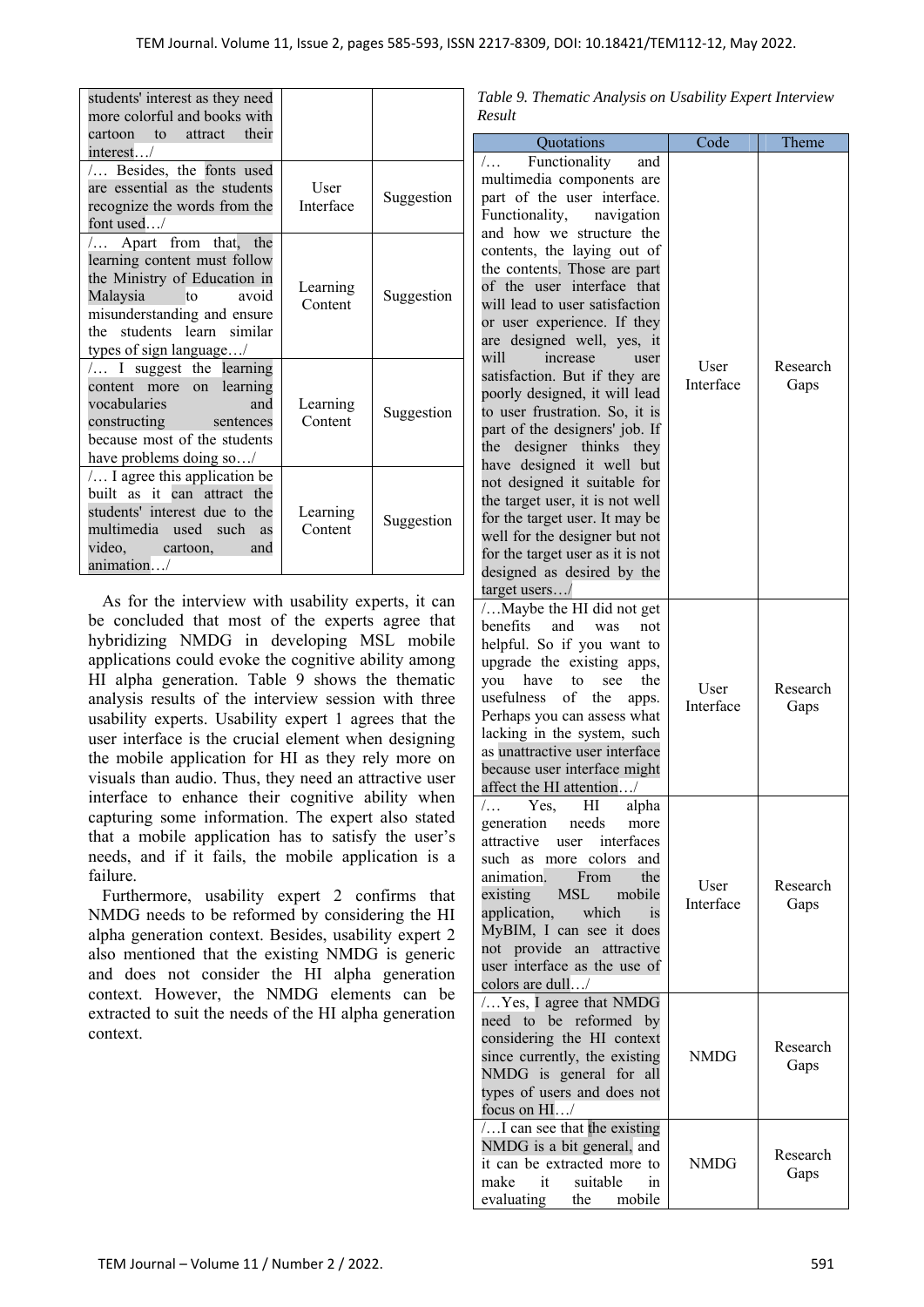| | | |
|---|---|---|
| students' interest as they need more colorful and books with cartoon to attract their interest…/ | | |
| /… Besides, the fonts used are essential as the students recognize the words from the font used…/ | User Interface | Suggestion |
| /… Apart from that, the learning content must follow the Ministry of Education in Malaysia to avoid misunderstanding and ensure the students learn similar types of sign language…/ | Learning Content | Suggestion |
| /… I suggest the learning content more on learning vocabularies and constructing sentences because most of the students have problems doing so…/ | Learning Content | Suggestion |
| /… I agree this application be built as it can attract the students' interest due to the multimedia used such as video, cartoon, and animation…/ | Learning Content | Suggestion |

As for the interview with usability experts, it can be concluded that most of the experts agree that hybridizing NMDG in developing MSL mobile applications could evoke the cognitive ability among HI alpha generation. Table 9 shows the thematic analysis results of the interview session with three usability experts. Usability expert 1 agrees that the user interface is the crucial element when designing the mobile application for HI as they rely more on visuals than audio. Thus, they need an attractive user interface to enhance their cognitive ability when capturing some information. The expert also stated that a mobile application has to satisfy the user's needs, and if it fails, the mobile application is a failure.

Furthermore, usability expert 2 confirms that NMDG needs to be reformed by considering the HI alpha generation context. Besides, usability expert 2 also mentioned that the existing NMDG is generic and does not consider the HI alpha generation context. However, the NMDG elements can be extracted to suit the needs of the HI alpha generation context.

*Table 9. Thematic Analysis on Usability Expert Interview Result*

| Quotations | Code | Theme |
|---|---|---|
| /… Functionality and multimedia components are part of the user interface. Functionality, navigation and how we structure the contents, the laying out of the contents. Those are part of the user interface that will lead to user satisfaction or user experience. If they are designed well, yes, it will increase user satisfaction. But if they are poorly designed, it will lead to user frustration. So, it is part of the designers' job. If the designer thinks they have designed it well but not designed it suitable for the target user, it is not well for the target user. It may be well for the designer but not for the target user as it is not designed as desired by the target users…/ | User Interface | Research Gaps |
| /…Maybe the HI did not get benefits and was not helpful. So if you want to upgrade the existing apps, you have to see the usefulness of the apps. Perhaps you can assess what lacking in the system, such as unattractive user interface because user interface might affect the HI attention…/ | User Interface | Research Gaps |
| /… Yes, HI alpha generation needs more attractive user interfaces such as more colors and animation. From the existing MSL mobile application, which is MyBIM, I can see it does not provide an attractive user interface as the use of colors are dull…/ | User Interface | Research Gaps |
| /…Yes, I agree that NMDG need to be reformed by considering the HI context since currently, the existing NMDG is general for all types of users and does not focus on HI…/ | NMDG | Research Gaps |
| /…I can see that the existing NMDG is a bit general, and it can be extracted more to make it suitable in evaluating the mobile | NMDG | Research Gaps |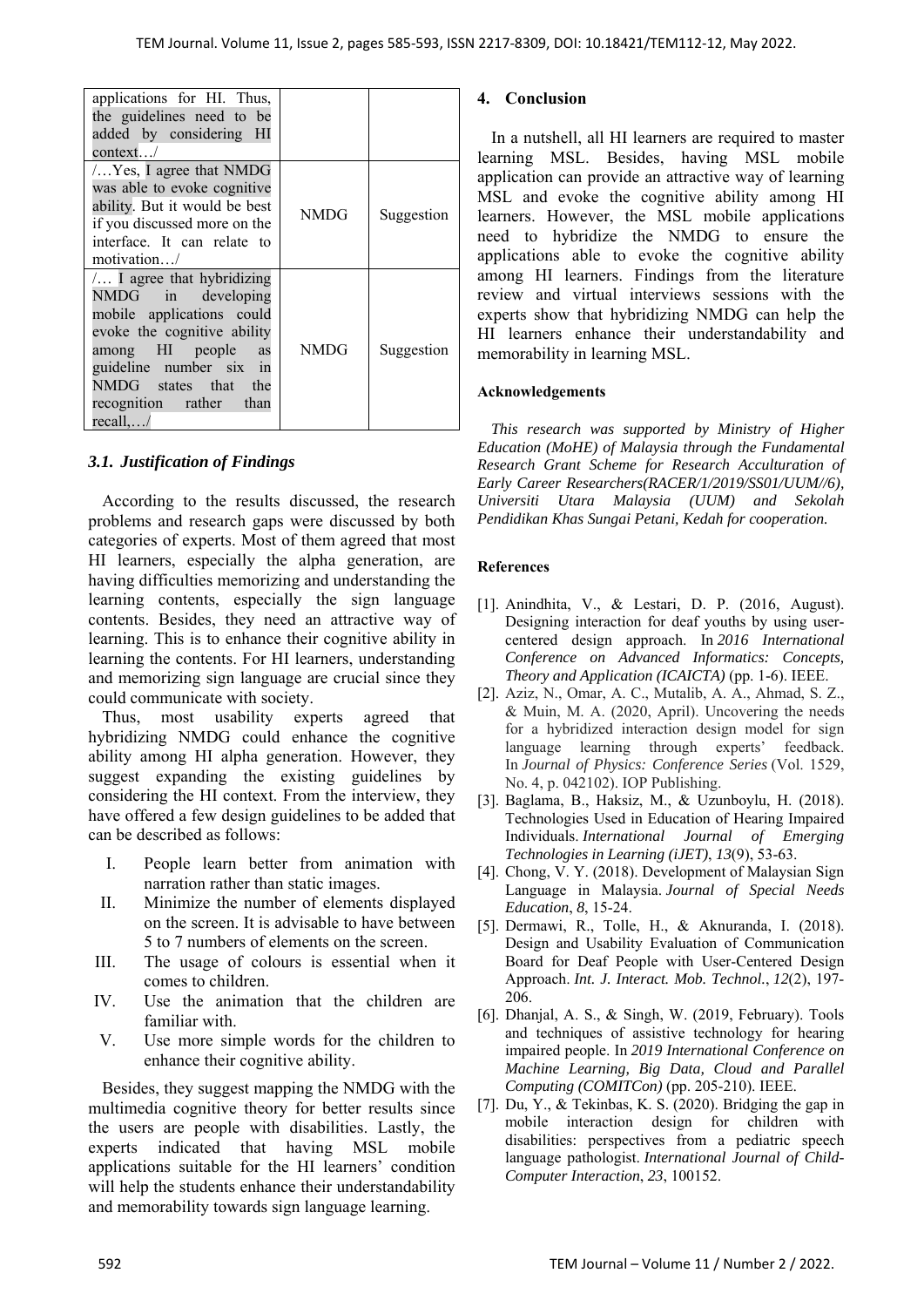| applications for HI. Thus, the guidelines need to be added by considering HI context…/ | | |
| --- | --- | --- |
| /…Yes, I agree that NMDG was able to evoke cognitive ability. But it would be best if you discussed more on the interface. It can relate to motivation…/ | NMDG | Suggestion |
| /… I agree that hybridizing NMDG in developing mobile applications could evoke the cognitive ability among HI people as guideline number six in NMDG states that the recognition rather than recall,…/ | NMDG | Suggestion |

### *3.1. Justification of Findings*

According to the results discussed, the research problems and research gaps were discussed by both categories of experts. Most of them agreed that most HI learners, especially the alpha generation, are having difficulties memorizing and understanding the learning contents, especially the sign language contents. Besides, they need an attractive way of learning. This is to enhance their cognitive ability in learning the contents. For HI learners, understanding and memorizing sign language are crucial since they could communicate with society.

Thus, most usability experts agreed that hybridizing NMDG could enhance the cognitive ability among HI alpha generation. However, they suggest expanding the existing guidelines by considering the HI context. From the interview, they have offered a few design guidelines to be added that can be described as follows:

I. People learn better from animation with narration rather than static images.
II. Minimize the number of elements displayed on the screen. It is advisable to have between 5 to 7 numbers of elements on the screen.
III. The usage of colours is essential when it comes to children.
IV. Use the animation that the children are familiar with.
V. Use more simple words for the children to enhance their cognitive ability.

Besides, they suggest mapping the NMDG with the multimedia cognitive theory for better results since the users are people with disabilities. Lastly, the experts indicated that having MSL mobile applications suitable for the HI learners' condition will help the students enhance their understandability and memorability towards sign language learning.

## 4. Conclusion

In a nutshell, all HI learners are required to master learning MSL. Besides, having MSL mobile application can provide an attractive way of learning MSL and evoke the cognitive ability among HI learners. However, the MSL mobile applications need to hybridize the NMDG to ensure the applications able to evoke the cognitive ability among HI learners. Findings from the literature review and virtual interviews sessions with the experts show that hybridizing NMDG can help the HI learners enhance their understandability and memorability in learning MSL.

### Acknowledgements

*This research was supported by Ministry of Higher Education (MoHE) of Malaysia through the Fundamental Research Grant Scheme for Research Acculturation of Early Career Researchers(RACER/1/2019/SS01/UUM//6), Universiti Utara Malaysia (UUM) and Sekolah Pendidikan Khas Sungai Petani, Kedah for cooperation.*

### References

[1]. Anindhita, V., & Lestari, D. P. (2016, August). Designing interaction for deaf youths by using user-centered design approach. In *2016 International Conference on Advanced Informatics: Concepts, Theory and Application (ICAICTA)* (pp. 1-6). IEEE.

[2]. Aziz, N., Omar, A. C., Mutalib, A. A., Ahmad, S. Z., & Muin, M. A. (2020, April). Uncovering the needs for a hybridized interaction design model for sign language learning through experts' feedback. In *Journal of Physics: Conference Series* (Vol. 1529, No. 4, p. 042102). IOP Publishing.

[3]. Baglama, B., Haksiz, M., & Uzunboylu, H. (2018). Technologies Used in Education of Hearing Impaired Individuals. *International Journal of Emerging Technologies in Learning (iJET)*, *13*(9), 53-63.

[4]. Chong, V. Y. (2018). Development of Malaysian Sign Language in Malaysia. *Journal of Special Needs Education*, *8*, 15-24.

[5]. Dermawi, R., Tolle, H., & Aknuranda, I. (2018). Design and Usability Evaluation of Communication Board for Deaf People with User-Centered Design Approach. *Int. J. Interact. Mob. Technol.*, *12*(2), 197-206.

[6]. Dhanjal, A. S., & Singh, W. (2019, February). Tools and techniques of assistive technology for hearing impaired people. In *2019 International Conference on Machine Learning, Big Data, Cloud and Parallel Computing (COMITCon)* (pp. 205-210). IEEE.

[7]. Du, Y., & Tekinbas, K. S. (2020). Bridging the gap in mobile interaction design for children with disabilities: perspectives from a pediatric speech language pathologist. *International Journal of Child-Computer Interaction*, *23*, 100152.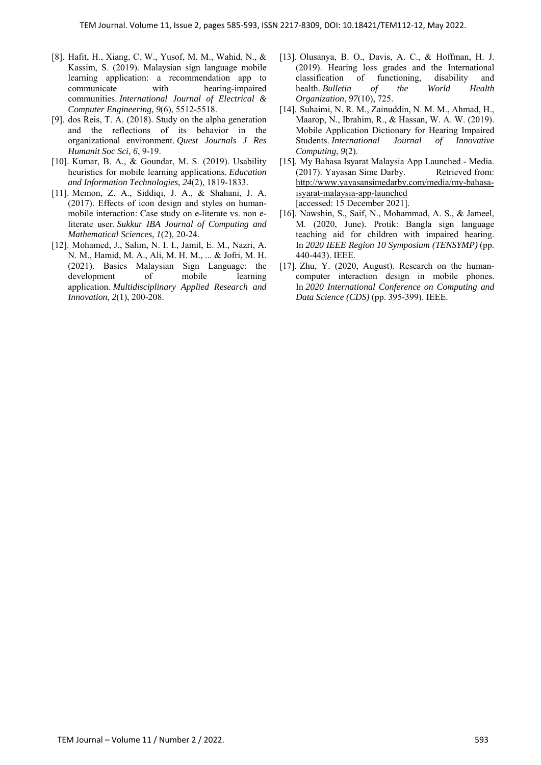[8]. Hafit, H., Xiang, C. W., Yusof, M. M., Wahid, N., & Kassim, S. (2019). Malaysian sign language mobile learning application: a recommendation app to communicate with hearing-impaired communities. *International Journal of Electrical & Computer Engineering*, *9*(6), 5512-5518.

[9]. dos Reis, T. A. (2018). Study on the alpha generation and the reflections of its behavior in the organizational environment. *Quest Journals J Res Humanit Soc Sci*, *6*, 9-19.

[10]. Kumar, B. A., & Goundar, M. S. (2019). Usability heuristics for mobile learning applications. *Education and Information Technologies*, *24*(2), 1819-1833.

[11]. Memon, Z. A., Siddiqi, J. A., & Shahani, J. A. (2017). Effects of icon design and styles on human-mobile interaction: Case study on e-literate vs. non e-literate user. *Sukkur IBA Journal of Computing and Mathematical Sciences*, *1*(2), 20-24.

[12]. Mohamed, J., Salim, N. I. I., Jamil, E. M., Nazri, A. N. M., Hamid, M. A., Ali, M. H. M., ... & Jofri, M. H. (2021). Basics Malaysian Sign Language: the development of mobile learning application. *Multidisciplinary Applied Research and Innovation*, *2*(1), 200-208.

[13]. Olusanya, B. O., Davis, A. C., & Hoffman, H. J. (2019). Hearing loss grades and the International classification of functioning, disability and health. *Bulletin of the World Health Organization*, *97*(10), 725.

[14]. Suhaimi, N. R. M., Zainuddin, N. M. M., Ahmad, H., Maarop, N., Ibrahim, R., & Hassan, W. A. W. (2019). Mobile Application Dictionary for Hearing Impaired Students. *International Journal of Innovative Computing*, *9*(2).

[15]. My Bahasa Isyarat Malaysia App Launched - Media. (2017). Yayasan Sime Darby. Retrieved from: http://www.yayasansimedarby.com/media/my-bahasa-isyarat-malaysia-app-launched [accessed: 15 December 2021].

[16]. Nawshin, S., Saif, N., Mohammad, A. S., & Jameel, M. (2020, June). Protik: Bangla sign language teaching aid for children with impaired hearing. In *2020 IEEE Region 10 Symposium (TENSYMP)* (pp. 440-443). IEEE.

[17]. Zhu, Y. (2020, August). Research on the human-computer interaction design in mobile phones. In *2020 International Conference on Computing and Data Science (CDS)* (pp. 395-399). IEEE.